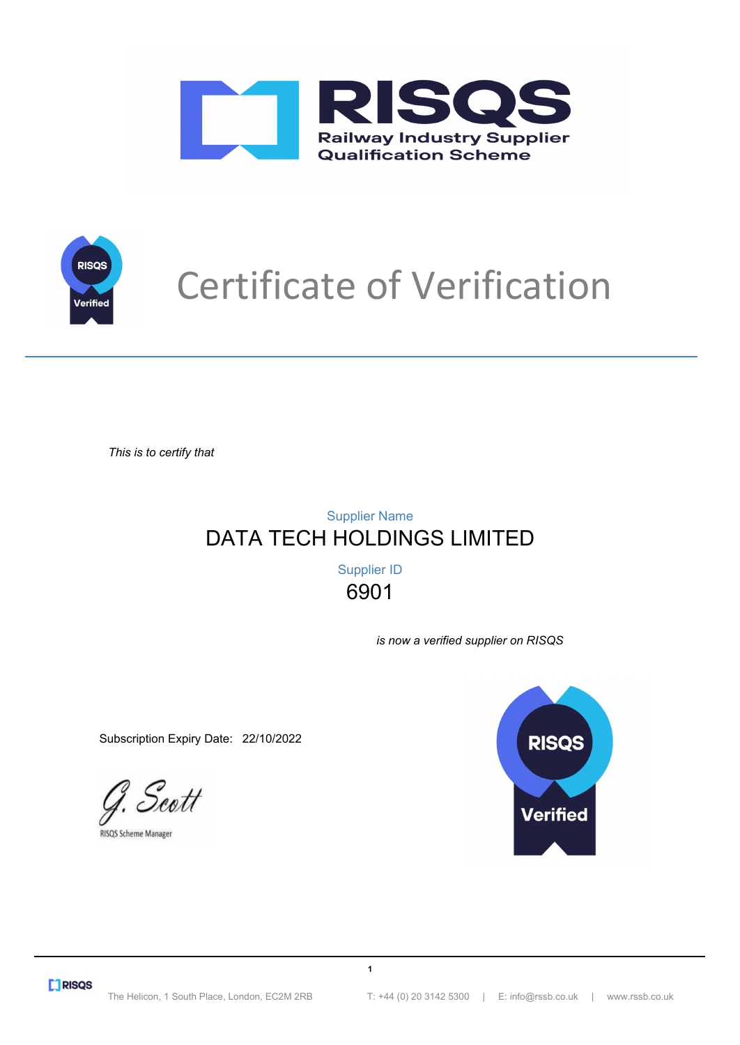# RISQS

Railway Industry Supplier Qualification Scheme

RISQS Verified

# Certificate of Verification

*This is to certify that*

Supplier Name

DATA TECH HOLDINGS LIMITED

Supplier ID

6901

*is now a verified supplier on RISQS*

Subscription Expiry Date: 22/10/2022

G. Scott

RISQS Scheme Manager

RISQS Verified

RISQS The Helicon, 1 South Place, London, EC2M 2RB | T: +44 (0) 20 3142 5300 | E: info@rssb.co.uk | www.rssb.co.uk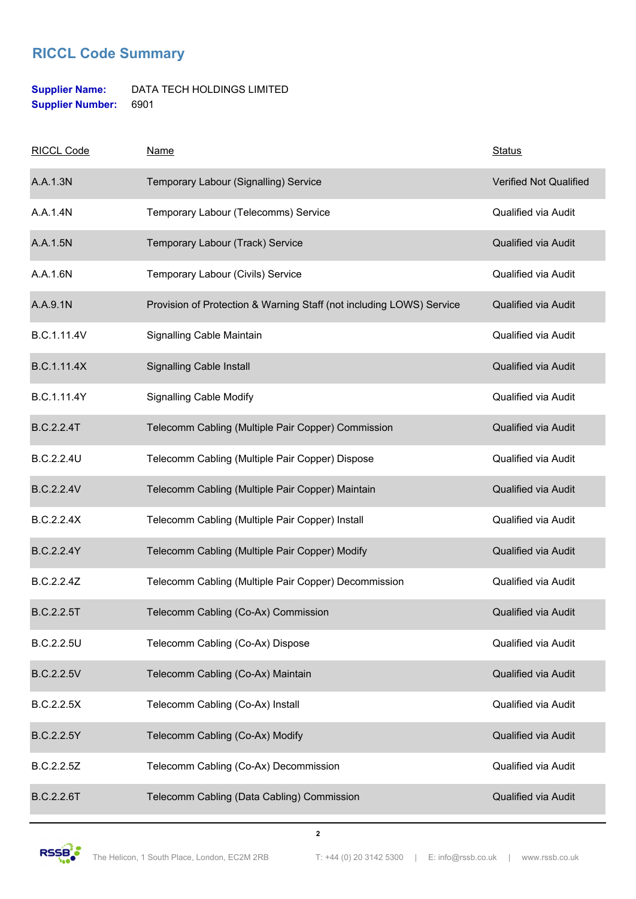# RICCL Code Summary

**Supplier Name:** DATA TECH HOLDINGS LIMITED
**Supplier Number:** 6901

| RICCL Code | Name | Status |
|---|---|---|
| A.A.1.3N | Temporary Labour (Signalling) Service | Verified Not Qualified |
| A.A.1.4N | Temporary Labour (Telecomms) Service | Qualified via Audit |
| A.A.1.5N | Temporary Labour (Track) Service | Qualified via Audit |
| A.A.1.6N | Temporary Labour (Civils) Service | Qualified via Audit |
| A.A.9.1N | Provision of Protection & Warning Staff (not including LOWS) Service | Qualified via Audit |
| B.C.1.11.4V | Signalling Cable Maintain | Qualified via Audit |
| B.C.1.11.4X | Signalling Cable Install | Qualified via Audit |
| B.C.1.11.4Y | Signalling Cable Modify | Qualified via Audit |
| B.C.2.2.4T | Telecomm Cabling (Multiple Pair Copper) Commission | Qualified via Audit |
| B.C.2.2.4U | Telecomm Cabling (Multiple Pair Copper) Dispose | Qualified via Audit |
| B.C.2.2.4V | Telecomm Cabling (Multiple Pair Copper) Maintain | Qualified via Audit |
| B.C.2.2.4X | Telecomm Cabling (Multiple Pair Copper) Install | Qualified via Audit |
| B.C.2.2.4Y | Telecomm Cabling (Multiple Pair Copper) Modify | Qualified via Audit |
| B.C.2.2.4Z | Telecomm Cabling (Multiple Pair Copper) Decommission | Qualified via Audit |
| B.C.2.2.5T | Telecomm Cabling (Co-Ax) Commission | Qualified via Audit |
| B.C.2.2.5U | Telecomm Cabling (Co-Ax) Dispose | Qualified via Audit |
| B.C.2.2.5V | Telecomm Cabling (Co-Ax) Maintain | Qualified via Audit |
| B.C.2.2.5X | Telecomm Cabling (Co-Ax) Install | Qualified via Audit |
| B.C.2.2.5Y | Telecomm Cabling (Co-Ax) Modify | Qualified via Audit |
| B.C.2.2.5Z | Telecomm Cabling (Co-Ax) Decommission | Qualified via Audit |
| B.C.2.2.6T | Telecomm Cabling (Data Cabling) Commission | Qualified via Audit |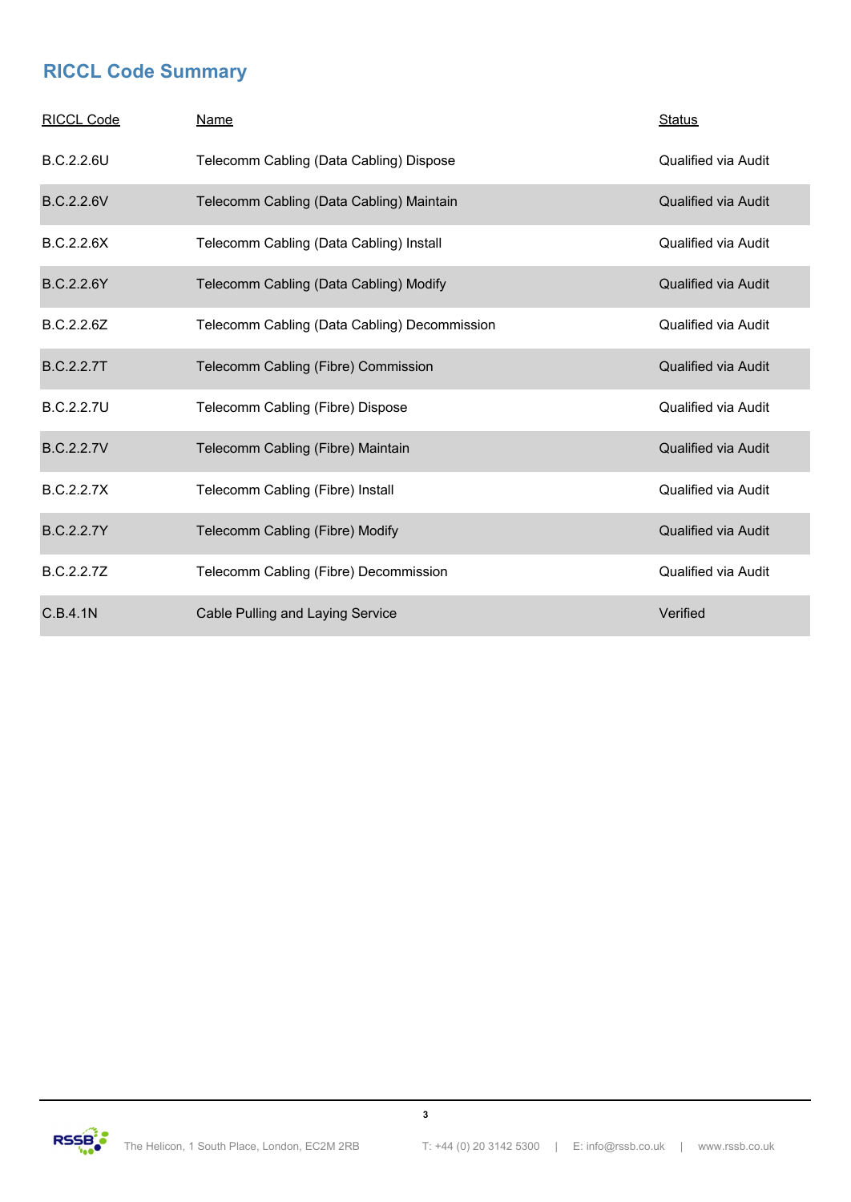## RICCL Code Summary

| RICCL Code | Name | Status |
|---|---|---|
| B.C.2.2.6U | Telecomm Cabling (Data Cabling) Dispose | Qualified via Audit |
| B.C.2.2.6V | Telecomm Cabling (Data Cabling) Maintain | Qualified via Audit |
| B.C.2.2.6X | Telecomm Cabling (Data Cabling) Install | Qualified via Audit |
| B.C.2.2.6Y | Telecomm Cabling (Data Cabling) Modify | Qualified via Audit |
| B.C.2.2.6Z | Telecomm Cabling (Data Cabling) Decommission | Qualified via Audit |
| B.C.2.2.7T | Telecomm Cabling (Fibre) Commission | Qualified via Audit |
| B.C.2.2.7U | Telecomm Cabling (Fibre) Dispose | Qualified via Audit |
| B.C.2.2.7V | Telecomm Cabling (Fibre) Maintain | Qualified via Audit |
| B.C.2.2.7X | Telecomm Cabling (Fibre) Install | Qualified via Audit |
| B.C.2.2.7Y | Telecomm Cabling (Fibre) Modify | Qualified via Audit |
| B.C.2.2.7Z | Telecomm Cabling (Fibre) Decommission | Qualified via Audit |
| C.B.4.1N | Cable Pulling and Laying Service | Verified |